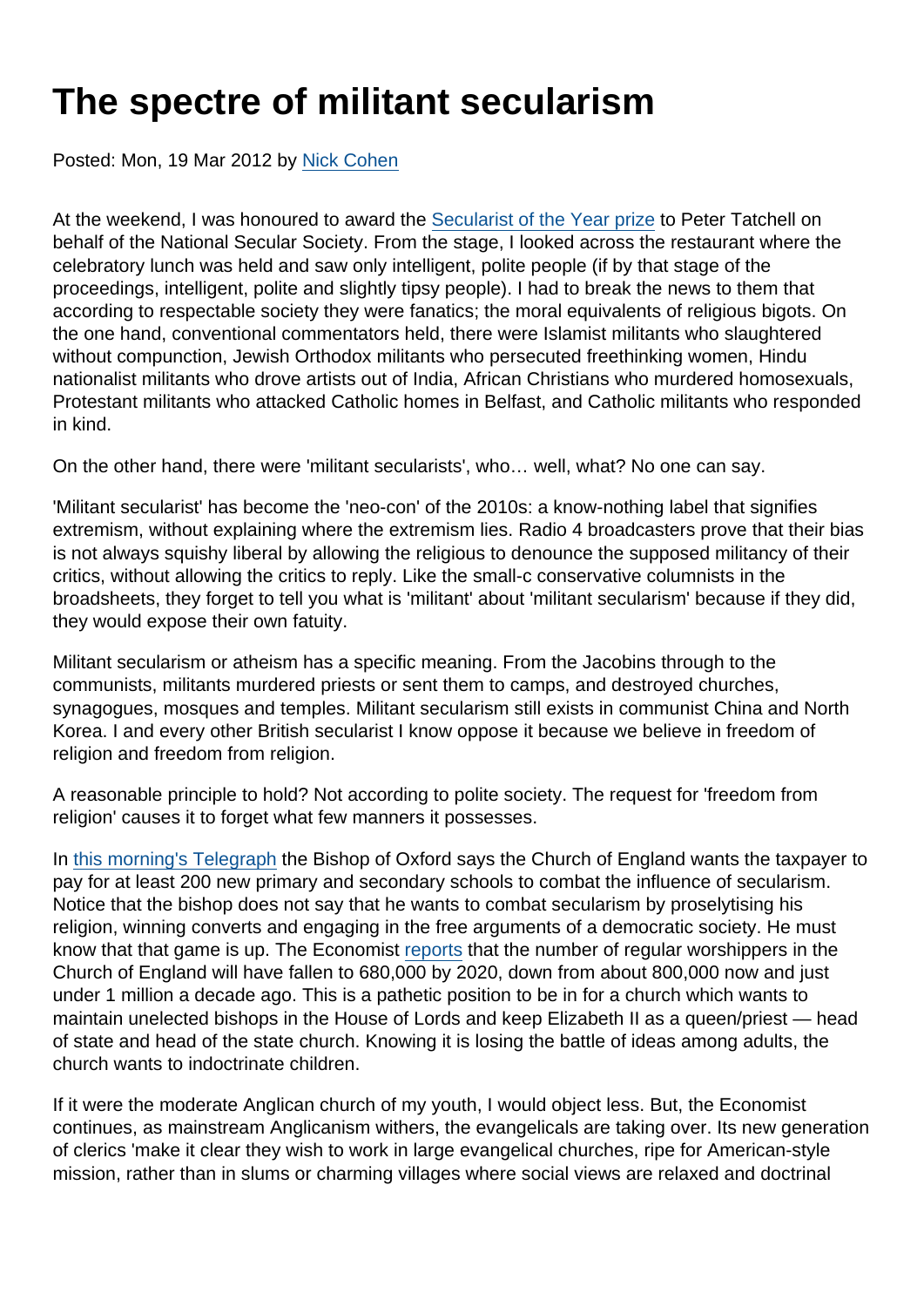# The spectre of militant secularism

Posted: Mon, 19 Mar 2012 by [Nick Cohen]

At the weekend, I was honoured to award the [Secularist of the Year prize] to Peter Tatchell on behalf of the National Secular Society. From the stage, I looked across the restaurant where the celebratory lunch was held and saw only intelligent, polite people (if by that stage of the proceedings, intelligent, polite and slightly tipsy people). I had to break the news to them that according to respectable society they were fanatics; the moral equivalents of religious bigots. On the one hand, conventional commentators held, there were Islamist militants who slaughtered without compunction, Jewish Orthodox militants who persecuted freethinking women, Hindu nationalist militants who drove artists out of India, African Christians who murdered homosexuals, Protestant militants who attacked Catholic homes in Belfast, and Catholic militants who responded in kind.

On the other hand, there were 'militant secularists', who… well, what? No one can say.

'Militant secularist' has become the 'neo-con' of the 2010s: a know-nothing label that signifies extremism, without explaining where the extremism lies. Radio 4 broadcasters prove that their bias is not always squishy liberal by allowing the religious to denounce the supposed militancy of their critics, without allowing the critics to reply. Like the small-c conservative columnists in the broadsheets, they forget to tell you what is 'militant' about 'militant secularism' because if they did, they would expose their own fatuity.

Militant secularism or atheism has a specific meaning. From the Jacobins through to the communists, militants murdered priests or sent them to camps, and destroyed churches, synagogues, mosques and temples. Militant secularism still exists in communist China and North Korea. I and every other British secularist I know oppose it because we believe in freedom of religion and freedom from religion.

A reasonable principle to hold? Not according to polite society. The request for 'freedom from religion' causes it to forget what few manners it possesses.

In [this morning's Telegraph] the Bishop of Oxford says the Church of England wants the taxpayer to pay for at least 200 new primary and secondary schools to combat the influence of secularism. Notice that the bishop does not say that he wants to combat secularism by proselytising his religion, winning converts and engaging in the free arguments of a democratic society. He must know that that game is up. The Economist [reports] that the number of regular worshippers in the Church of England will have fallen to 680,000 by 2020, down from about 800,000 now and just under 1 million a decade ago. This is a pathetic position to be in for a church which wants to maintain unelected bishops in the House of Lords and keep Elizabeth II as a queen/priest — head of state and head of the state church. Knowing it is losing the battle of ideas among adults, the church wants to indoctrinate children.

If it were the moderate Anglican church of my youth, I would object less. But, the Economist continues, as mainstream Anglicanism withers, the evangelicals are taking over. Its new generation of clerics 'make it clear they wish to work in large evangelical churches, ripe for American-style mission, rather than in slums or charming villages where social views are relaxed and doctrinal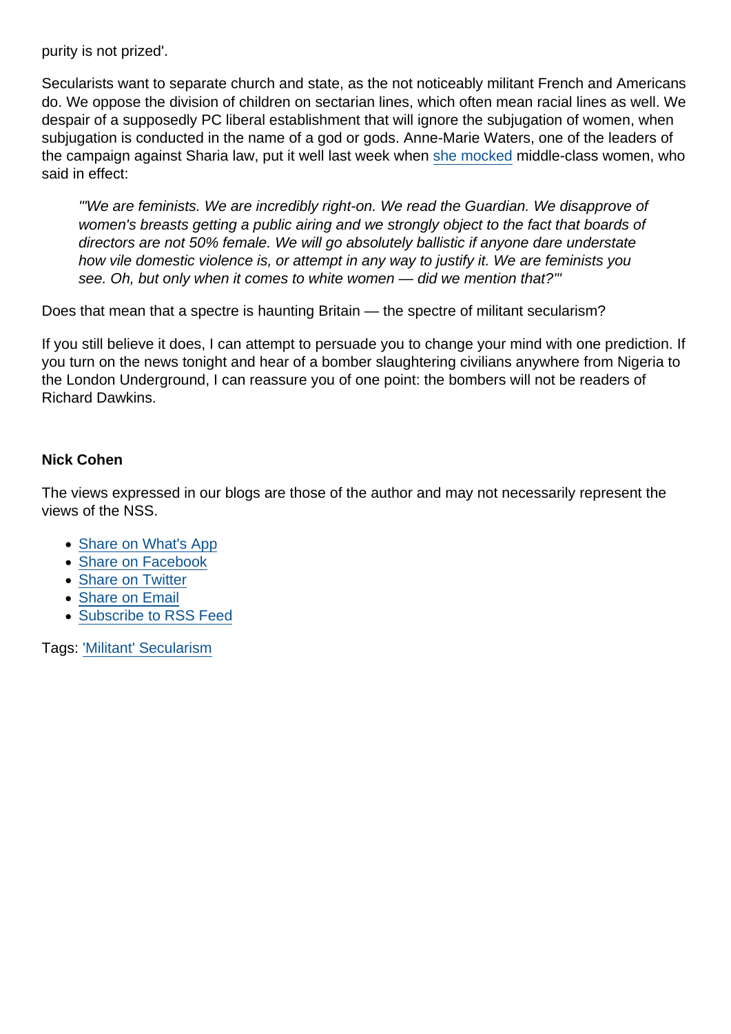purity is not prized'.

Secularists want to separate church and state, as the not noticeably militant French and Americans do. We oppose the division of children on sectarian lines, which often mean racial lines as well. We despair of a supposedly PC liberal establishment that will ignore the subjugation of women, when subjugation is conducted in the name of a god or gods. Anne-Marie Waters, one of the leaders of the campaign against Sharia law, put it well last week when [she mocked](#) middle-class women, who said in effect:

> *'"We are feminists. We are incredibly right-on. We read the Guardian. We disapprove of women's breasts getting a public airing and we strongly object to the fact that boards of directors are not 50% female. We will go absolutely ballistic if anyone dare understate how vile domestic violence is, or attempt in any way to justify it. We are feminists you see. Oh, but only when it comes to white women — did we mention that?"'*

Does that mean that a spectre is haunting Britain — the spectre of militant secularism?

If you still believe it does, I can attempt to persuade you to change your mind with one prediction. If you turn on the news tonight and hear of a bomber slaughtering civilians anywhere from Nigeria to the London Underground, I can reassure you of one point: the bombers will not be readers of Richard Dawkins.

**Nick Cohen**

The views expressed in our blogs are those of the author and may not necessarily represent the views of the NSS.

- [Share on What's App](#)
- [Share on Facebook](#)
- [Share on Twitter](#)
- [Share on Email](#)
- [Subscribe to RSS Feed](#)

Tags: ['Militant' Secularism](#)